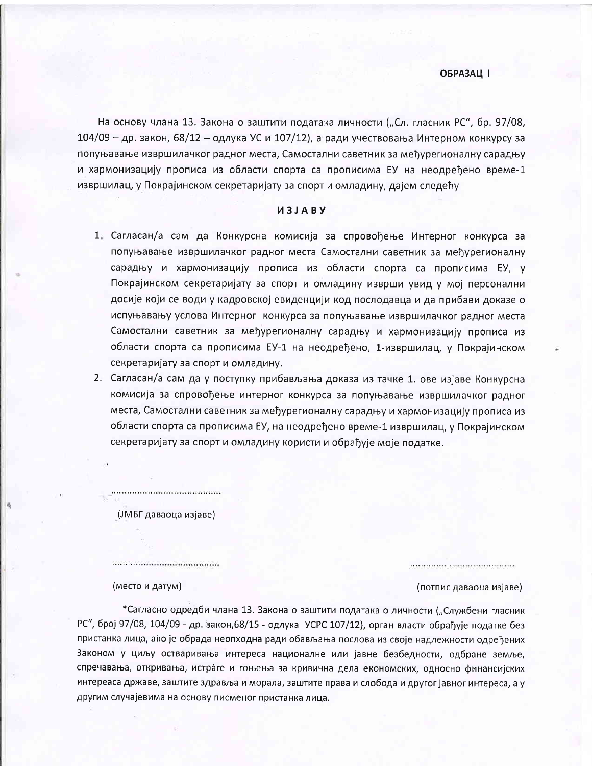**ОБРАЗАЦ I**

На основу члана 13. Закона о заштити података личности („Сл. гласник РС", бр. 97/08, 104/09 – др. закон, 68/12 – одлука УС и 107/12), а ради учествовања Интерном конкурсу за попуњавање извршилачког радног места, Самостални саветник за међурегионалну сарадњу и хармонизацију прописа из области спорта са прописима ЕУ на неодређено време-1 извршилац, у Покрајинском секретаријату за спорт и омладину, дајем следећу

## ИЗЈАВУ

1. Сагласан/а сам да Конкурсна комисија за спровођење Интерног конкурса за попуњавање извршилачког радног места Самостални саветник за међурегионалну сарадњу и хармонизацију прописа из области спорта са прописима ЕУ, у Покрајинском секретаријату за спорт и омладину изврши увид у мој персонални досије који се води у кадровској евиденцији код послодавца и да прибави доказе о испуњавању услова Интерног конкурса за попуњавање извршилачког радног места Самостални саветник за међурегионалну сарадњу и хармонизацију прописа из области спорта са прописима ЕУ-1 на неодређено, 1-извршилац, у Покрајинском секретаријату за спорт и омладину.
2. Сагласан/а сам да у поступку прибављања доказа из тачке 1. ове изјаве Конкурсна комисија за спровођење интерног конкурса за попуњавање извршилачког радног места, Самостални саветник за међурегионалну сарадњу и хармонизацију прописа из области спорта са прописима ЕУ, на неодређено време-1 извршилац, у Покрајинском секретаријату за спорт и омладину користи и обрађује моје податке.

.........................................

(ЈМБГ даваоца изјаве)

.........................................                                        .........................................

(место и датум)                                                                  (потпис даваоца изјаве)

*Сагласно одредби члана 13. Закона о заштити података о личности („Службени гласник РС", број 97/08, 104/09 - др. закон,68/15 - одлука УСРС 107/12), орган власти обрађује податке без пристанка лица, ако је обрада неопходна ради обављања послова из своје надлежности одређених Законом у циљу остваривања интереса националне или јавне безбедности, одбране земље, спречавања, откривања, истраге и гоњења за кривична дела економских, односно финансијских интереаса државе, заштите здравља и морала, заштите права и слобода и другог јавног интереса, а у другим случајевима на основу писменог пристанка лица.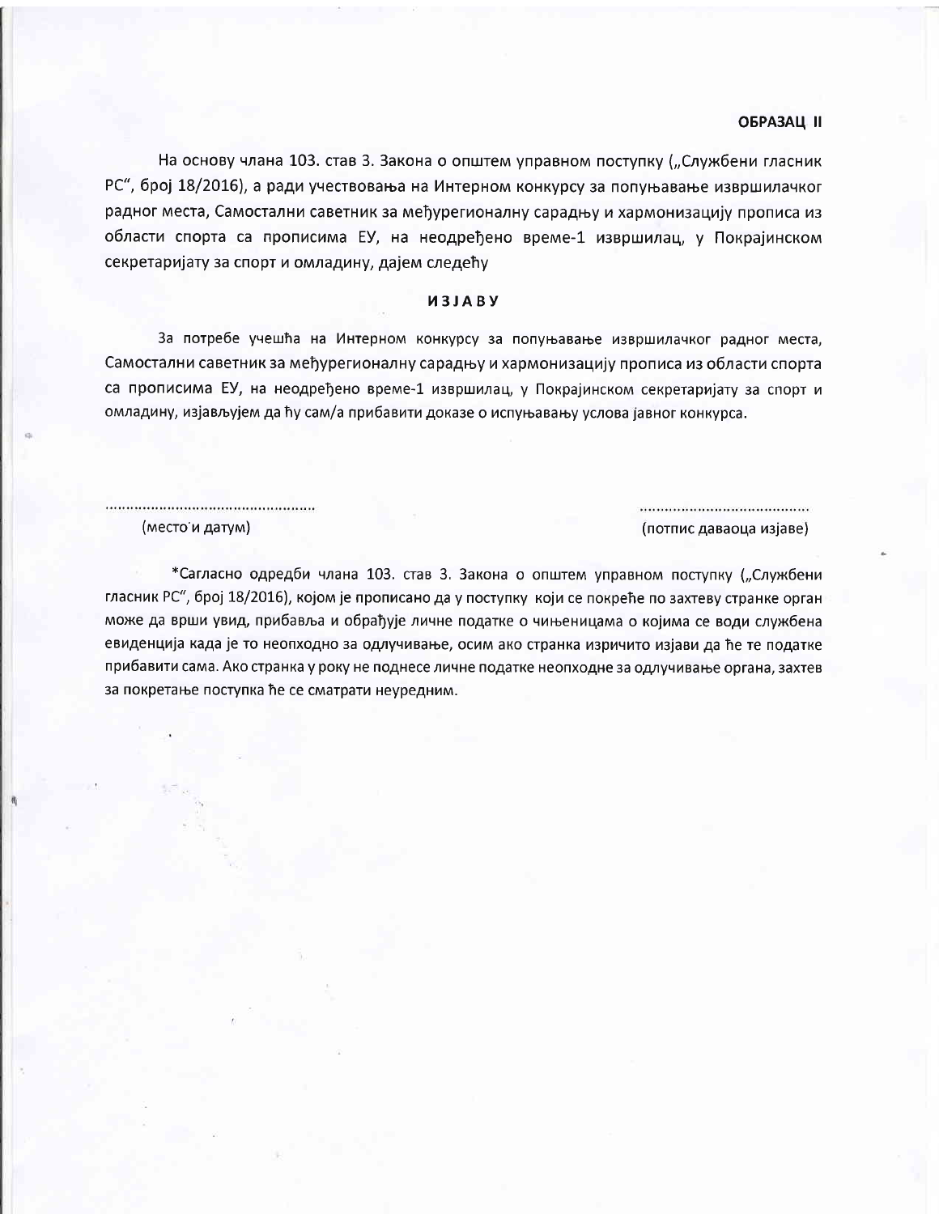**ОБРАЗАЦ II**

На основу члана 103. став 3. Закона о општем управном поступку („Службени гласник РС", број 18/2016), а ради учествовања на Интерном конкурсу за попуњавање извршилачког радног места, Самостални саветник за међурегионалну сарадњу и хармонизацију прописа из области спорта са прописима ЕУ, на неодређено време-1 извршилац, у Покрајинском секретаријату за спорт и омладину, дајем следећу

## ИЗЈАВУ

За потребе учешћа на Интерном конкурсу за попуњавање извршилачког радног места, Самостални саветник за међурегионалну сарадњу и хармонизацију прописа из области спорта са прописима ЕУ, на неодређено време-1 извршилац, у Покрајинском секретаријату за спорт и омладину, изјављујем да ћу сам/а прибавити доказе о испуњавању услова јавног конкурса.

.................................................. (место и датум)

.......................................... (потпис даваоца изјаве)

*Сагласно одредби члана 103. став 3. Закона о општем управном поступку („Службени гласник РС", број 18/2016), којом је прописано да у поступку који се покреће по захтеву странке орган може да врши увид, прибавља и обрађује личне податке о чињеницама о којима се води службена евиденција када је то неопходно за одлучивање, осим ако странка изричито изјави да ће те податке прибавити сама. Ако странка у року не поднесе личне податке неопходне за одлучивање органа, захтев за покретање поступка ће се сматрати неуредним.